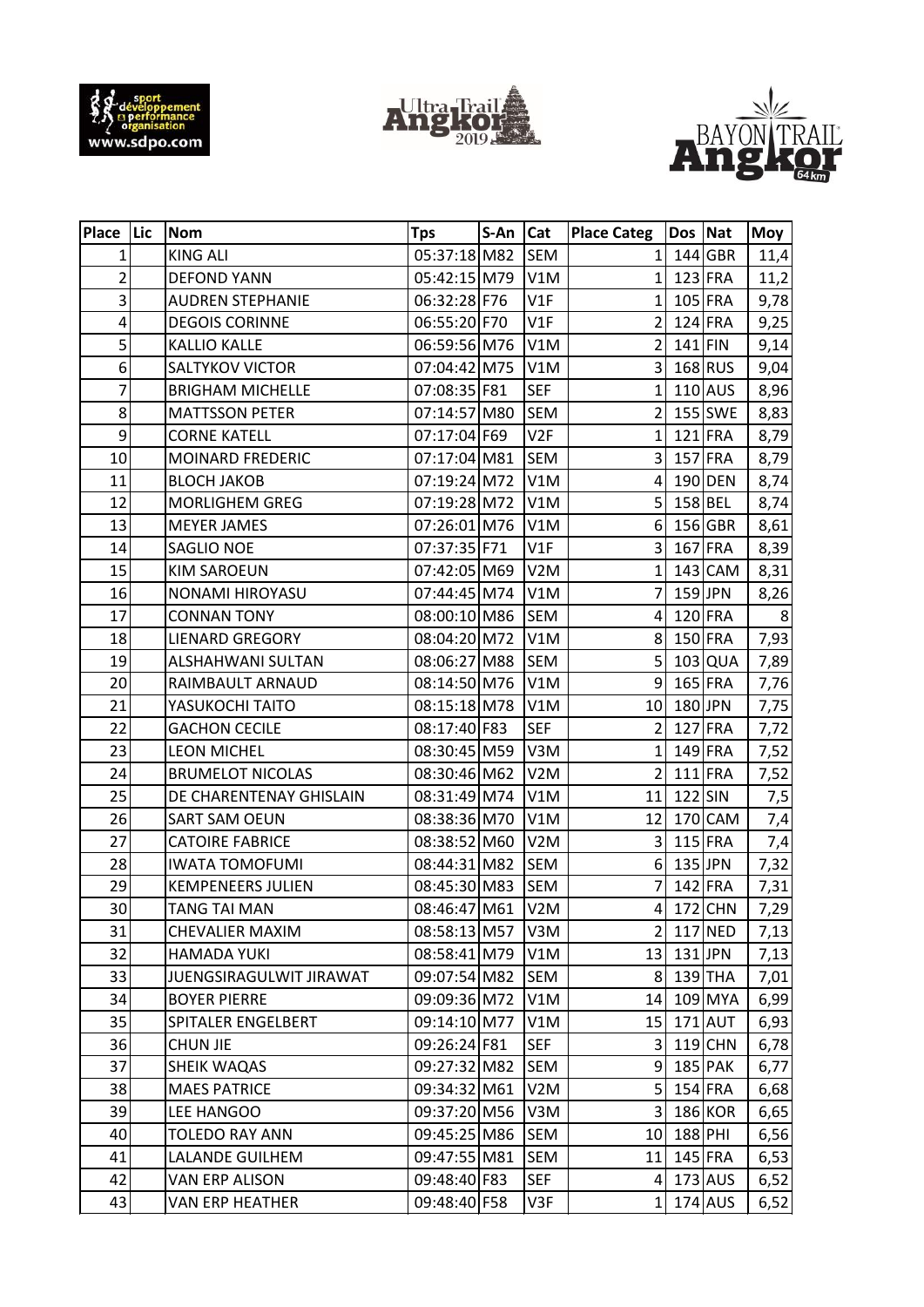| Place | Lic | Nom | Tps | S-An | Cat | Place Categ | Dos | Nat | Moy |
|---|---|---|---|---|---|---|---|---|---|
| 1 | | KING ALI | 05:37:18 | M82 | SEM | 1 | 144 | GBR | 11,4 |
| 2 | | DEFOND YANN | 05:42:15 | M79 | V1M | 1 | 123 | FRA | 11,2 |
| 3 | | AUDREN STEPHANIE | 06:32:28 | F76 | V1F | 1 | 105 | FRA | 9,78 |
| 4 | | DEGOIS CORINNE | 06:55:20 | F70 | V1F | 2 | 124 | FRA | 9,25 |
| 5 | | KALLIO KALLE | 06:59:56 | M76 | V1M | 2 | 141 | FIN | 9,14 |
| 6 | | SALTYKOV VICTOR | 07:04:42 | M75 | V1M | 3 | 168 | RUS | 9,04 |
| 7 | | BRIGHAM MICHELLE | 07:08:35 | F81 | SEF | 1 | 110 | AUS | 8,96 |
| 8 | | MATTSSON PETER | 07:14:57 | M80 | SEM | 2 | 155 | SWE | 8,83 |
| 9 | | CORNE KATELL | 07:17:04 | F69 | V2F | 1 | 121 | FRA | 8,79 |
| 10 | | MOINARD FREDERIC | 07:17:04 | M81 | SEM | 3 | 157 | FRA | 8,79 |
| 11 | | BLOCH JAKOB | 07:19:24 | M72 | V1M | 4 | 190 | DEN | 8,74 |
| 12 | | MORLIGHEM GREG | 07:19:28 | M72 | V1M | 5 | 158 | BEL | 8,74 |
| 13 | | MEYER JAMES | 07:26:01 | M76 | V1M | 6 | 156 | GBR | 8,61 |
| 14 | | SAGLIO NOE | 07:37:35 | F71 | V1F | 3 | 167 | FRA | 8,39 |
| 15 | | KIM SAROEUN | 07:42:05 | M69 | V2M | 1 | 143 | CAM | 8,31 |
| 16 | | NONAMI HIROYASU | 07:44:45 | M74 | V1M | 7 | 159 | JPN | 8,26 |
| 17 | | CONNAN TONY | 08:00:10 | M86 | SEM | 4 | 120 | FRA | 8 |
| 18 | | LIENARD GREGORY | 08:04:20 | M72 | V1M | 8 | 150 | FRA | 7,93 |
| 19 | | ALSHAHWANI SULTAN | 08:06:27 | M88 | SEM | 5 | 103 | QUA | 7,89 |
| 20 | | RAIMBAULT ARNAUD | 08:14:50 | M76 | V1M | 9 | 165 | FRA | 7,76 |
| 21 | | YASUKOCHI TAITO | 08:15:18 | M78 | V1M | 10 | 180 | JPN | 7,75 |
| 22 | | GACHON CECILE | 08:17:40 | F83 | SEF | 2 | 127 | FRA | 7,72 |
| 23 | | LEON MICHEL | 08:30:45 | M59 | V3M | 1 | 149 | FRA | 7,52 |
| 24 | | BRUMELOT NICOLAS | 08:30:46 | M62 | V2M | 2 | 111 | FRA | 7,52 |
| 25 | | DE CHARENTENAY GHISLAIN | 08:31:49 | M74 | V1M | 11 | 122 | SIN | 7,5 |
| 26 | | SART SAM OEUN | 08:38:36 | M70 | V1M | 12 | 170 | CAM | 7,4 |
| 27 | | CATOIRE FABRICE | 08:38:52 | M60 | V2M | 3 | 115 | FRA | 7,4 |
| 28 | | IWATA TOMOFUMI | 08:44:31 | M82 | SEM | 6 | 135 | JPN | 7,32 |
| 29 | | KEMPENEERS JULIEN | 08:45:30 | M83 | SEM | 7 | 142 | FRA | 7,31 |
| 30 | | TANG TAI MAN | 08:46:47 | M61 | V2M | 4 | 172 | CHN | 7,29 |
| 31 | | CHEVALIER MAXIM | 08:58:13 | M57 | V3M | 2 | 117 | NED | 7,13 |
| 32 | | HAMADA YUKI | 08:58:41 | M79 | V1M | 13 | 131 | JPN | 7,13 |
| 33 | | JUENGSIRAGULWIT JIRAWAT | 09:07:54 | M82 | SEM | 8 | 139 | THA | 7,01 |
| 34 | | BOYER PIERRE | 09:09:36 | M72 | V1M | 14 | 109 | MYA | 6,99 |
| 35 | | SPITALER ENGELBERT | 09:14:10 | M77 | V1M | 15 | 171 | AUT | 6,93 |
| 36 | | CHUN JIE | 09:26:24 | F81 | SEF | 3 | 119 | CHN | 6,78 |
| 37 | | SHEIK WAQAS | 09:27:32 | M82 | SEM | 9 | 185 | PAK | 6,77 |
| 38 | | MAES PATRICE | 09:34:32 | M61 | V2M | 5 | 154 | FRA | 6,68 |
| 39 | | LEE HANGOO | 09:37:20 | M56 | V3M | 3 | 186 | KOR | 6,65 |
| 40 | | TOLEDO RAY ANN | 09:45:25 | M86 | SEM | 10 | 188 | PHI | 6,56 |
| 41 | | LALANDE GUILHEM | 09:47:55 | M81 | SEM | 11 | 145 | FRA | 6,53 |
| 42 | | VAN ERP ALISON | 09:48:40 | F83 | SEF | 4 | 173 | AUS | 6,52 |
| 43 | | VAN ERP HEATHER | 09:48:40 | F58 | V3F | 1 | 174 | AUS | 6,52 |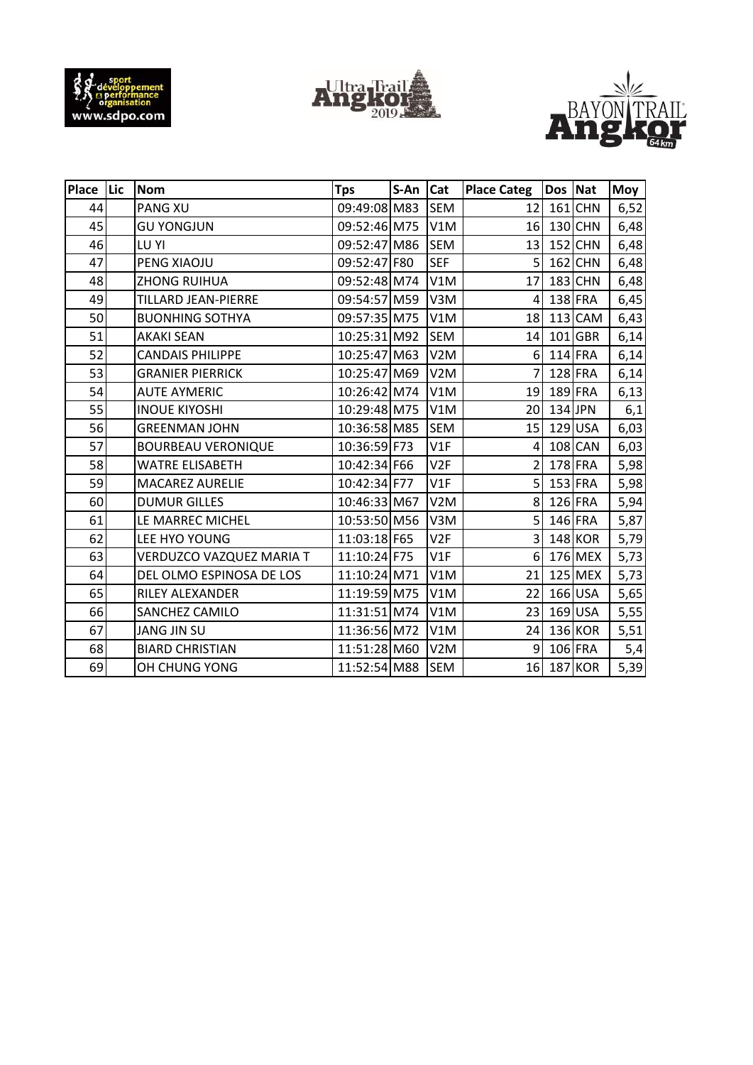| Place | Lic | Nom | Tps | S-An | Cat | Place Categ | Dos | Nat | Moy |
|---|---|---|---|---|---|---|---|---|---|
| 44 | | PANG XU | 09:49:08 | M83 | SEM | 12 | 161 | CHN | 6,52 |
| 45 | | GU YONGJUN | 09:52:46 | M75 | V1M | 16 | 130 | CHN | 6,48 |
| 46 | | LU YI | 09:52:47 | M86 | SEM | 13 | 152 | CHN | 6,48 |
| 47 | | PENG XIAOJU | 09:52:47 | F80 | SEF | 5 | 162 | CHN | 6,48 |
| 48 | | ZHONG RUIHUA | 09:52:48 | M74 | V1M | 17 | 183 | CHN | 6,48 |
| 49 | | TILLARD JEAN-PIERRE | 09:54:57 | M59 | V3M | 4 | 138 | FRA | 6,45 |
| 50 | | BUONHING SOTHYA | 09:57:35 | M75 | V1M | 18 | 113 | CAM | 6,43 |
| 51 | | AKAKI SEAN | 10:25:31 | M92 | SEM | 14 | 101 | GBR | 6,14 |
| 52 | | CANDAIS PHILIPPE | 10:25:47 | M63 | V2M | 6 | 114 | FRA | 6,14 |
| 53 | | GRANIER PIERRICK | 10:25:47 | M69 | V2M | 7 | 128 | FRA | 6,14 |
| 54 | | AUTE AYMERIC | 10:26:42 | M74 | V1M | 19 | 189 | FRA | 6,13 |
| 55 | | INOUE KIYOSHI | 10:29:48 | M75 | V1M | 20 | 134 | JPN | 6,1 |
| 56 | | GREENMAN JOHN | 10:36:58 | M85 | SEM | 15 | 129 | USA | 6,03 |
| 57 | | BOURBEAU VERONIQUE | 10:36:59 | F73 | V1F | 4 | 108 | CAN | 6,03 |
| 58 | | WATRE ELISABETH | 10:42:34 | F66 | V2F | 2 | 178 | FRA | 5,98 |
| 59 | | MACAREZ AURELIE | 10:42:34 | F77 | V1F | 5 | 153 | FRA | 5,98 |
| 60 | | DUMUR GILLES | 10:46:33 | M67 | V2M | 8 | 126 | FRA | 5,94 |
| 61 | | LE MARREC MICHEL | 10:53:50 | M56 | V3M | 5 | 146 | FRA | 5,87 |
| 62 | | LEE HYO YOUNG | 11:03:18 | F65 | V2F | 3 | 148 | KOR | 5,79 |
| 63 | | VERDUZCO VAZQUEZ MARIA T | 11:10:24 | F75 | V1F | 6 | 176 | MEX | 5,73 |
| 64 | | DEL OLMO ESPINOSA DE LOS | 11:10:24 | M71 | V1M | 21 | 125 | MEX | 5,73 |
| 65 | | RILEY ALEXANDER | 11:19:59 | M75 | V1M | 22 | 166 | USA | 5,65 |
| 66 | | SANCHEZ CAMILO | 11:31:51 | M74 | V1M | 23 | 169 | USA | 5,55 |
| 67 | | JANG JIN SU | 11:36:56 | M72 | V1M | 24 | 136 | KOR | 5,51 |
| 68 | | BIARD CHRISTIAN | 11:51:28 | M60 | V2M | 9 | 106 | FRA | 5,4 |
| 69 | | OH CHUNG YONG | 11:52:54 | M88 | SEM | 16 | 187 | KOR | 5,39 |